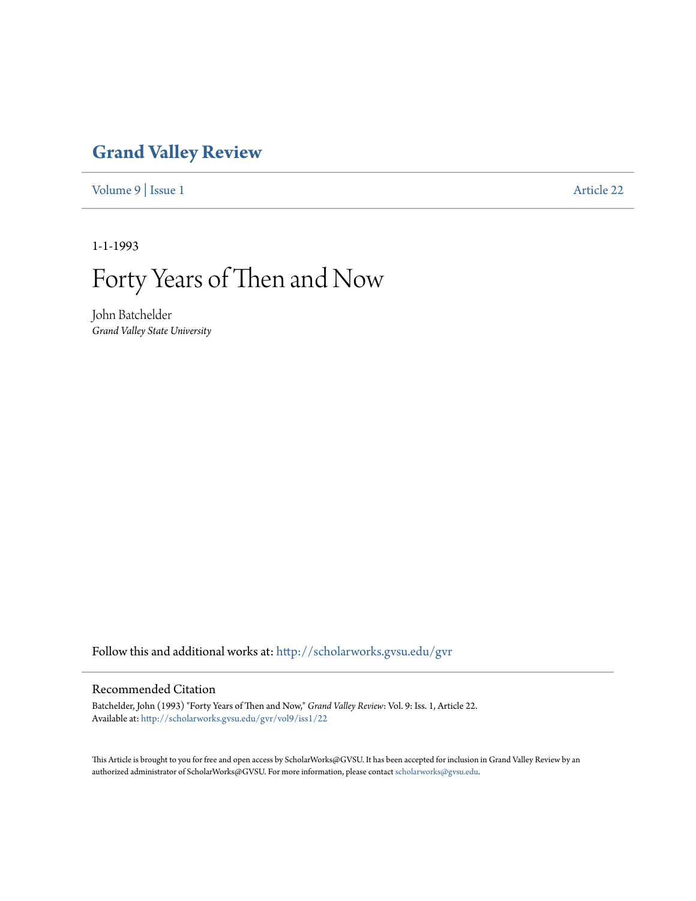# Grand Valley Review

Volume 9 | Issue 1

Article 22

1-1-1993

# Forty Years of Then and Now

John Batchelder

*Grand Valley State University*

Follow this and additional works at: http://scholarworks.gvsu.edu/gvr

## Recommended Citation

Batchelder, John (1993) "Forty Years of Then and Now," *Grand Valley Review*: Vol. 9: Iss. 1, Article 22.
Available at: http://scholarworks.gvsu.edu/gvr/vol9/iss1/22

This Article is brought to you for free and open access by ScholarWorks@GVSU. It has been accepted for inclusion in Grand Valley Review by an authorized administrator of ScholarWorks@GVSU. For more information, please contact scholarworks@gvsu.edu.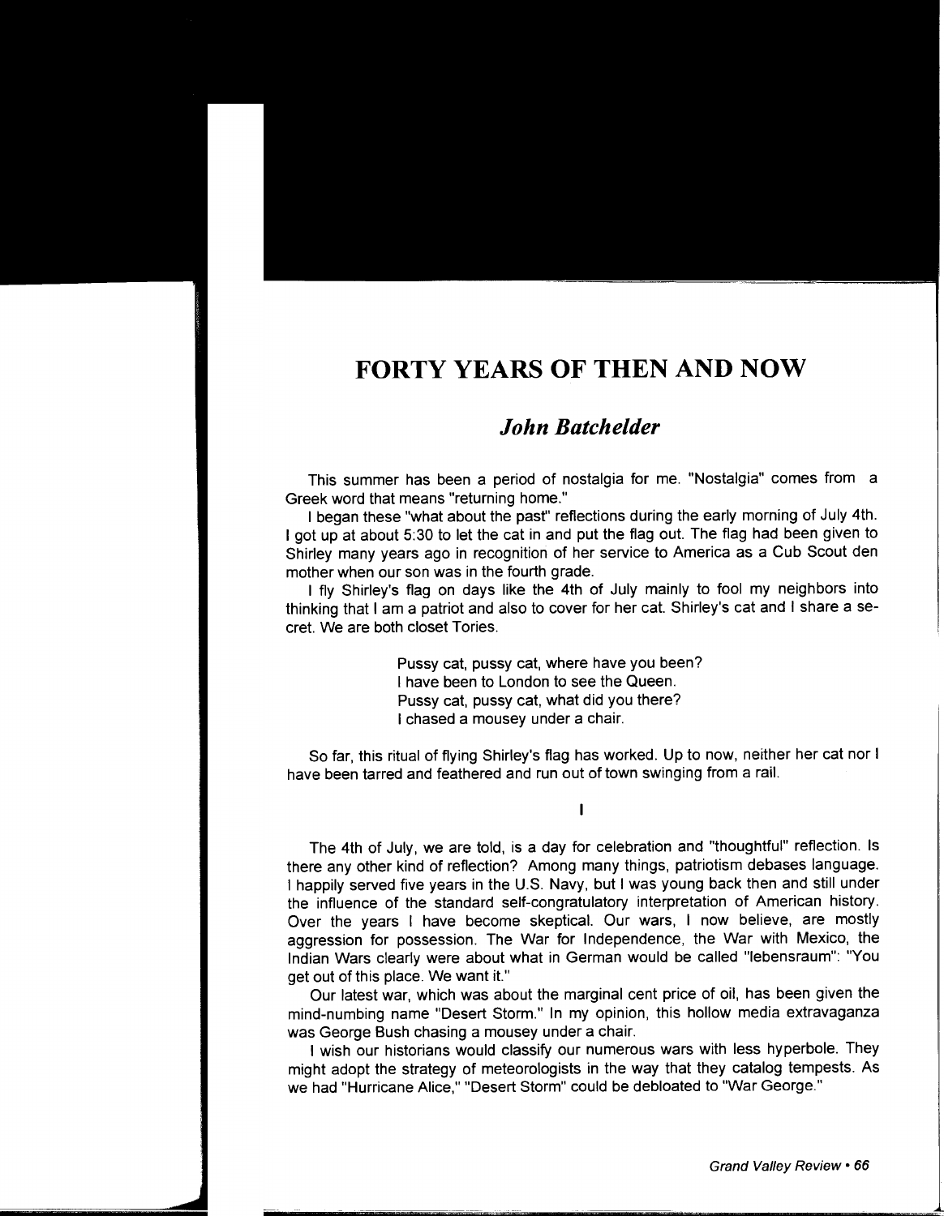# FORTY YEARS OF THEN AND NOW

## *John Batchelder*

This summer has been a period of nostalgia for me. "Nostalgia" comes from a Greek word that means "returning home."

I began these "what about the past" reflections during the early morning of July 4th. I got up at about 5:30 to let the cat in and put the flag out. The flag had been given to Shirley many years ago in recognition of her service to America as a Cub Scout den mother when our son was in the fourth grade.

I fly Shirley's flag on days like the 4th of July mainly to fool my neighbors into thinking that I am a patriot and also to cover for her cat. Shirley's cat and I share a secret. We are both closet Tories.

> Pussy cat, pussy cat, where have you been?
> I have been to London to see the Queen.
> Pussy cat, pussy cat, what did you there?
> I chased a mousey under a chair.

So far, this ritual of flying Shirley's flag has worked. Up to now, neither her cat nor I have been tarred and feathered and run out of town swinging from a rail.

I

The 4th of July, we are told, is a day for celebration and "thoughtful" reflection. Is there any other kind of reflection? Among many things, patriotism debases language. I happily served five years in the U.S. Navy, but I was young back then and still under the influence of the standard self-congratulatory interpretation of American history. Over the years I have become skeptical. Our wars, I now believe, are mostly aggression for possession. The War for Independence, the War with Mexico, the Indian Wars clearly were about what in German would be called "lebensraum": "You get out of this place. We want it."

Our latest war, which was about the marginal cent price of oil, has been given the mind-numbing name "Desert Storm." In my opinion, this hollow media extravaganza was George Bush chasing a mousey under a chair.

I wish our historians would classify our numerous wars with less hyperbole. They might adopt the strategy of meteorologists in the way that they catalog tempests. As we had "Hurricane Alice," "Desert Storm" could be debloated to "War George."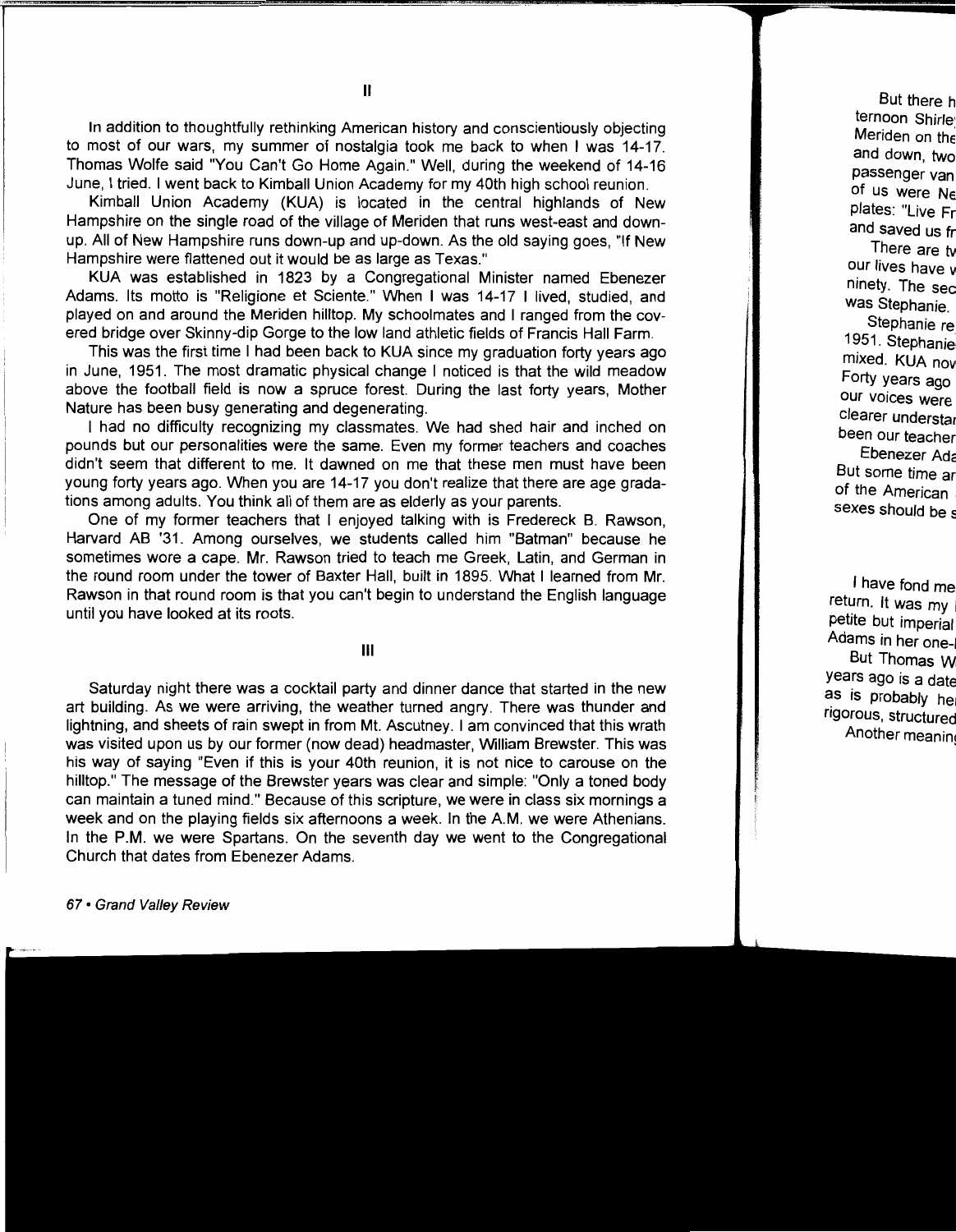## II

In addition to thoughtfully rethinking American history and conscientiously objecting to most of our wars, my summer of nostalgia took me back to when I was 14-17. Thomas Wolfe said "You Can't Go Home Again." Well, during the weekend of 14-16 June, I tried. I went back to Kimball Union Academy for my 40th high school reunion.

Kimball Union Academy (KUA) is located in the central highlands of New Hampshire on the single road of the village of Meriden that runs west-east and down-up. All of New Hampshire runs down-up and up-down. As the old saying goes, "If New Hampshire were flattened out it would be as large as Texas."

KUA was established in 1823 by a Congregational Minister named Ebenezer Adams. Its motto is "Religione et Sciente." When I was 14-17 I lived, studied, and played on and around the Meriden hilltop. My schoolmates and I ranged from the covered bridge over Skinny-dip Gorge to the low land athletic fields of Francis Hall Farm.

This was the first time I had been back to KUA since my graduation forty years ago in June, 1951. The most dramatic physical change I noticed is that the wild meadow above the football field is now a spruce forest. During the last forty years, Mother Nature has been busy generating and degenerating.

I had no difficulty recognizing my classmates. We had shed hair and inched on pounds but our personalities were the same. Even my former teachers and coaches didn't seem that different to me. It dawned on me that these men must have been young forty years ago. When you are 14-17 you don't realize that there are age gradations among adults. You think all of them are as elderly as your parents.

One of my former teachers that I enjoyed talking with is Fredereck B. Rawson, Harvard AB '31. Among ourselves, we students called him "Batman" because he sometimes wore a cape. Mr. Rawson tried to teach me Greek, Latin, and German in the round room under the tower of Baxter Hall, built in 1895. What I learned from Mr. Rawson in that round room is that you can't begin to understand the English language until you have looked at its roots.

## III

Saturday night there was a cocktail party and dinner dance that started in the new art building. As we were arriving, the weather turned angry. There was thunder and lightning, and sheets of rain swept in from Mt. Ascutney. I am convinced that this wrath was visited upon us by our former (now dead) headmaster, William Brewster. This was his way of saying "Even if this is your 40th reunion, it is not nice to carouse on the hilltop." The message of the Brewster years was clear and simple: "Only a toned body can maintain a tuned mind." Because of this scripture, we were in class six mornings a week and on the playing fields six afternoons a week. In the A.M. we were Athenians. In the P.M. we were Spartans. On the seventh day we went to the Congregational Church that dates from Ebenezer Adams.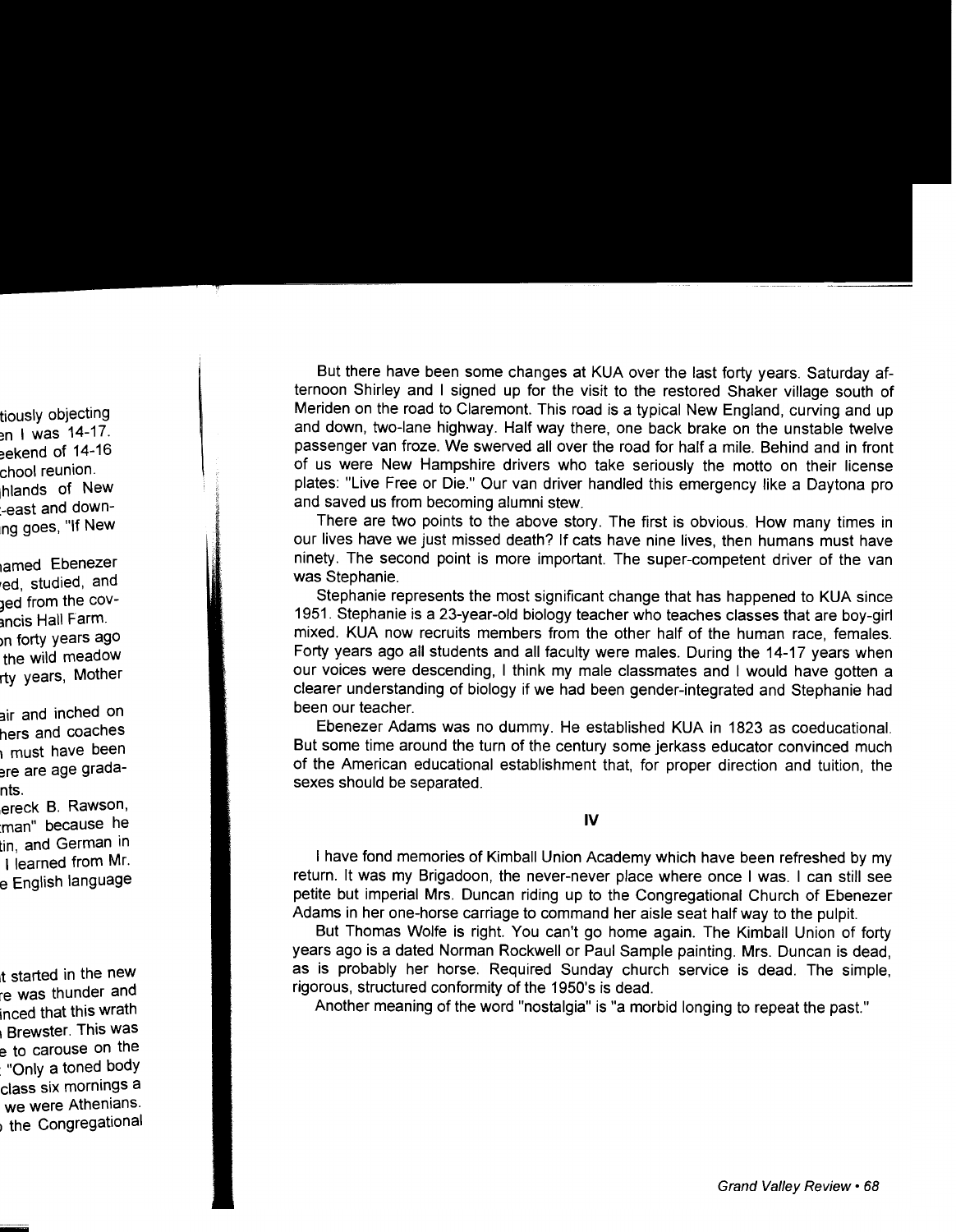But there have been some changes at KUA over the last forty years. Saturday afternoon Shirley and I signed up for the visit to the restored Shaker village south of Meriden on the road to Claremont. This road is a typical New England, curving and up and down, two-lane highway. Half way there, one back brake on the unstable twelve passenger van froze. We swerved all over the road for half a mile. Behind and in front of us were New Hampshire drivers who take seriously the motto on their license plates: "Live Free or Die." Our van driver handled this emergency like a Daytona pro and saved us from becoming alumni stew.

There are two points to the above story. The first is obvious. How many times in our lives have we just missed death? If cats have nine lives, then humans must have ninety. The second point is more important. The super-competent driver of the van was Stephanie.

Stephanie represents the most significant change that has happened to KUA since 1951. Stephanie is a 23-year-old biology teacher who teaches classes that are boy-girl mixed. KUA now recruits members from the other half of the human race, females. Forty years ago all students and all faculty were males. During the 14-17 years when our voices were descending, I think my male classmates and I would have gotten a clearer understanding of biology if we had been gender-integrated and Stephanie had been our teacher.

Ebenezer Adams was no dummy. He established KUA in 1823 as coeducational. But some time around the turn of the century some jerkass educator convinced much of the American educational establishment that, for proper direction and tuition, the sexes should be separated.

## IV

I have fond memories of Kimball Union Academy which have been refreshed by my return. It was my Brigadoon, the never-never place where once I was. I can still see petite but imperial Mrs. Duncan riding up to the Congregational Church of Ebenezer Adams in her one-horse carriage to command her aisle seat half way to the pulpit.

But Thomas Wolfe is right. You can't go home again. The Kimball Union of forty years ago is a dated Norman Rockwell or Paul Sample painting. Mrs. Duncan is dead, as is probably her horse. Required Sunday church service is dead. The simple, rigorous, structured conformity of the 1950's is dead.

Another meaning of the word "nostalgia" is "a morbid longing to repeat the past."